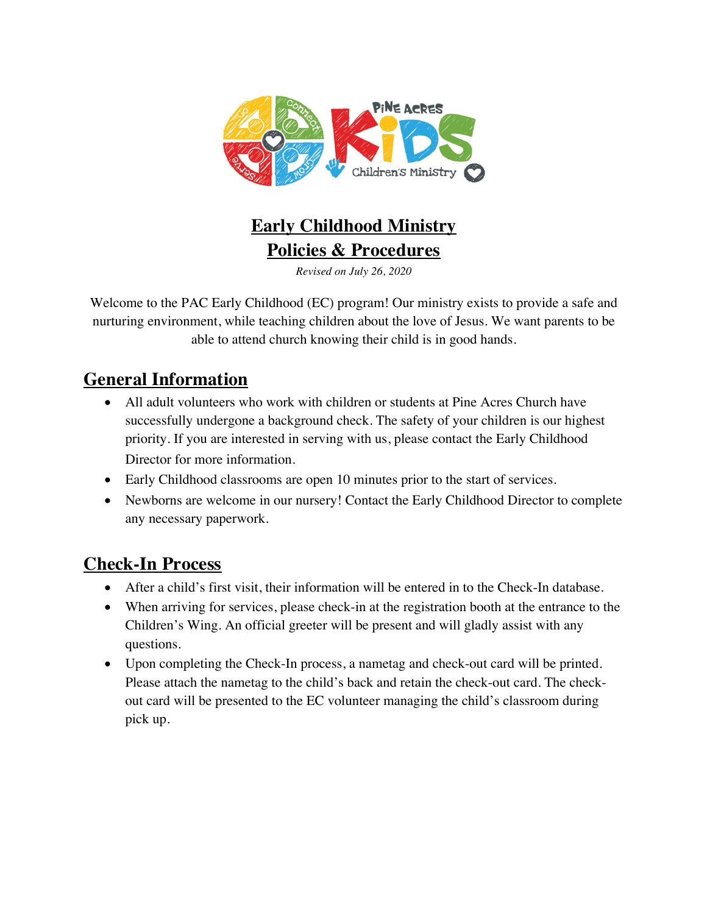# Early Childhood Ministry
# Policies & Procedures

*Revised on July 26, 2020*

Welcome to the PAC Early Childhood (EC) program! Our ministry exists to provide a safe and nurturing environment, while teaching children about the love of Jesus. We want parents to be able to attend church knowing their child is in good hands.

## General Information

- All adult volunteers who work with children or students at Pine Acres Church have successfully undergone a background check. The safety of your children is our highest priority. If you are interested in serving with us, please contact the Early Childhood Director for more information.
- Early Childhood classrooms are open 10 minutes prior to the start of services.
- Newborns are welcome in our nursery! Contact the Early Childhood Director to complete any necessary paperwork.

## Check-In Process

- After a child's first visit, their information will be entered in to the Check-In database.
- When arriving for services, please check-in at the registration booth at the entrance to the Children's Wing. An official greeter will be present and will gladly assist with any questions.
- Upon completing the Check-In process, a nametag and check-out card will be printed. Please attach the nametag to the child's back and retain the check-out card. The check-out card will be presented to the EC volunteer managing the child's classroom during pick up.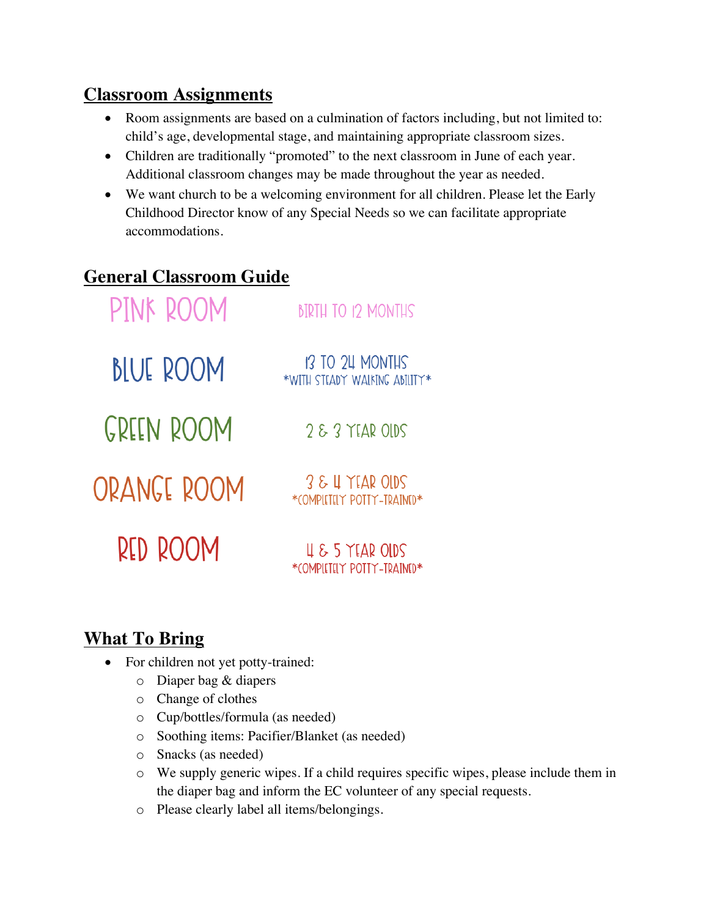## Classroom Assignments

- Room assignments are based on a culmination of factors including, but not limited to: child's age, developmental stage, and maintaining appropriate classroom sizes.
- Children are traditionally "promoted" to the next classroom in June of each year. Additional classroom changes may be made throughout the year as needed.
- We want church to be a welcoming environment for all children. Please let the Early Childhood Director know of any Special Needs so we can facilitate appropriate accommodations.

## General Classroom Guide

| Room | Ages |
| --- | --- |
| PINK ROOM | BIRTH TO 12 MONTHS |
| BLUE ROOM | 13 TO 24 MONTHS *WITH STEADY WALKING ABILITY* |
| GREEN ROOM | 2 & 3 YEAR OLDS |
| ORANGE ROOM | 3 & 4 YEAR OLDS *COMPLETELY POTTY-TRAINED* |
| RED ROOM | 4 & 5 YEAR OLDS *COMPLETELY POTTY-TRAINED* |

## What To Bring

- For children not yet potty-trained:
  - Diaper bag & diapers
  - Change of clothes
  - Cup/bottles/formula (as needed)
  - Soothing items: Pacifier/Blanket (as needed)
  - Snacks (as needed)
  - We supply generic wipes. If a child requires specific wipes, please include them in the diaper bag and inform the EC volunteer of any special requests.
  - Please clearly label all items/belongings.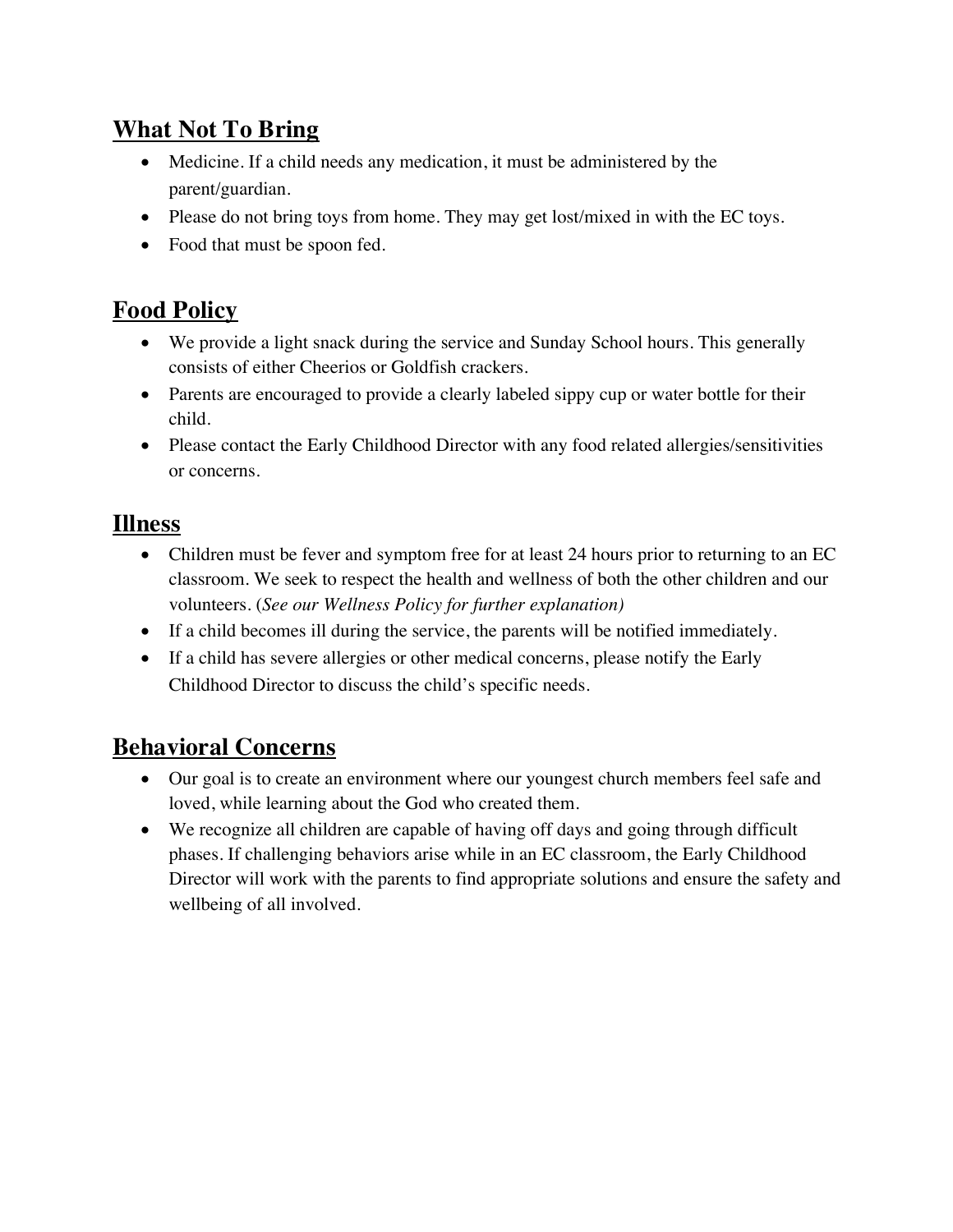## What Not To Bring

- Medicine. If a child needs any medication, it must be administered by the parent/guardian.
- Please do not bring toys from home. They may get lost/mixed in with the EC toys.
- Food that must be spoon fed.

## Food Policy

- We provide a light snack during the service and Sunday School hours. This generally consists of either Cheerios or Goldfish crackers.
- Parents are encouraged to provide a clearly labeled sippy cup or water bottle for their child.
- Please contact the Early Childhood Director with any food related allergies/sensitivities or concerns.

## Illness

- Children must be fever and symptom free for at least 24 hours prior to returning to an EC classroom. We seek to respect the health and wellness of both the other children and our volunteers. (*See our Wellness Policy for further explanation)*
- If a child becomes ill during the service, the parents will be notified immediately.
- If a child has severe allergies or other medical concerns, please notify the Early Childhood Director to discuss the child's specific needs.

## Behavioral Concerns

- Our goal is to create an environment where our youngest church members feel safe and loved, while learning about the God who created them.
- We recognize all children are capable of having off days and going through difficult phases. If challenging behaviors arise while in an EC classroom, the Early Childhood Director will work with the parents to find appropriate solutions and ensure the safety and wellbeing of all involved.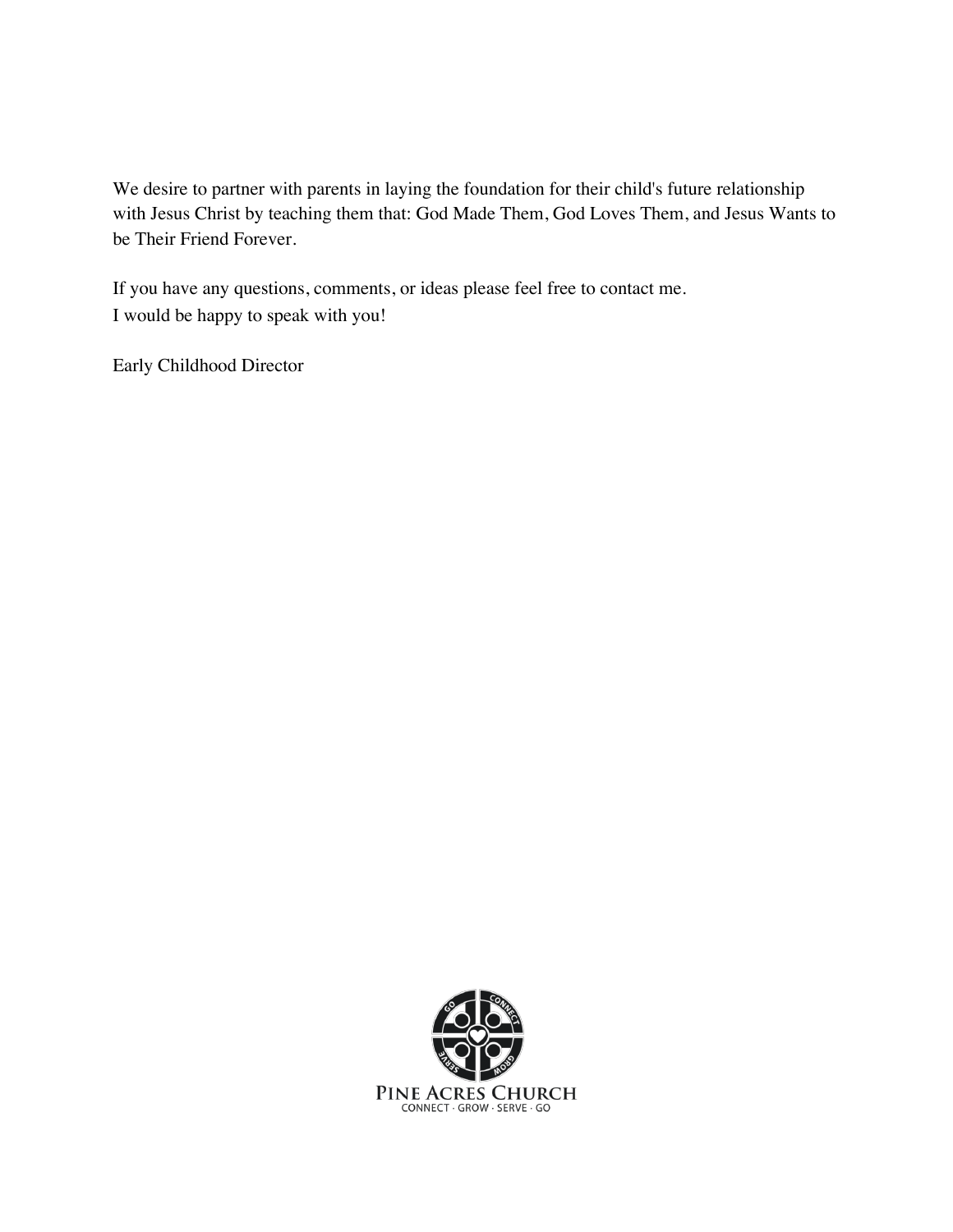We desire to partner with parents in laying the foundation for their child's future relationship with Jesus Christ by teaching them that: God Made Them, God Loves Them, and Jesus Wants to be Their Friend Forever.

If you have any questions, comments, or ideas please feel free to contact me.
I would be happy to speak with you!

Early Childhood Director

PINE ACRES CHURCH
CONNECT · GROW · SERVE · GO